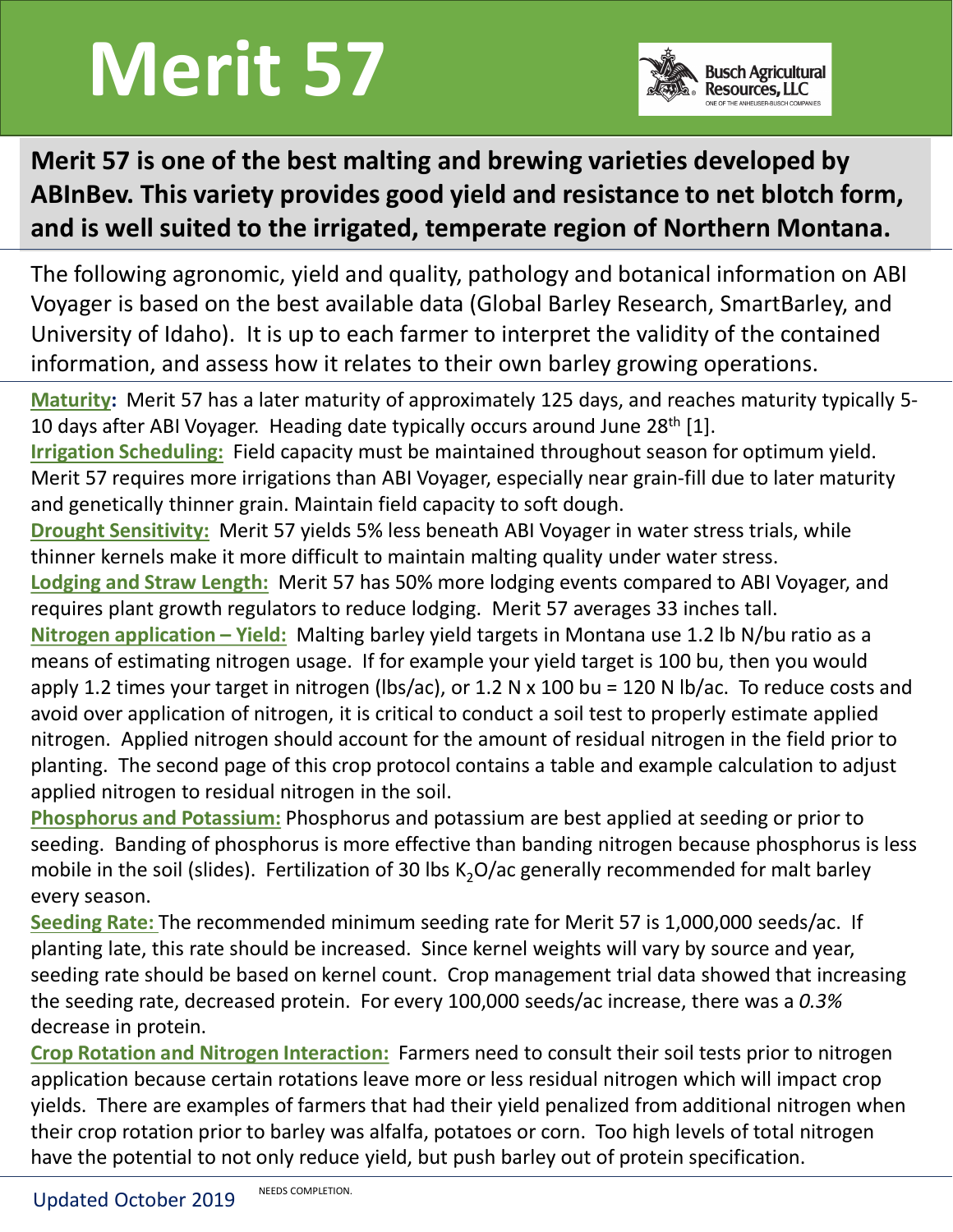# Merit 57

Busch Agricultural Resources, LLC
ONE OF THE ANHEUSER-BUSCH COMPANIES

**Merit 57 is one of the best malting and brewing varieties developed by ABInBev. This variety provides good yield and resistance to net blotch form, and is well suited to the irrigated, temperate region of Northern Montana.**

The following agronomic, yield and quality, pathology and botanical information on ABI Voyager is based on the best available data (Global Barley Research, SmartBarley, and University of Idaho). It is up to each farmer to interpret the validity of the contained information, and assess how it relates to their own barley growing operations.

**Maturity:** Merit 57 has a later maturity of approximately 125 days, and reaches maturity typically 5-10 days after ABI Voyager. Heading date typically occurs around June 28th [1].

**Irrigation Scheduling:** Field capacity must be maintained throughout season for optimum yield. Merit 57 requires more irrigations than ABI Voyager, especially near grain-fill due to later maturity and genetically thinner grain. Maintain field capacity to soft dough.

**Drought Sensitivity:** Merit 57 yields 5% less beneath ABI Voyager in water stress trials, while thinner kernels make it more difficult to maintain malting quality under water stress.

**Lodging and Straw Length:** Merit 57 has 50% more lodging events compared to ABI Voyager, and requires plant growth regulators to reduce lodging. Merit 57 averages 33 inches tall.

**Nitrogen application – Yield:** Malting barley yield targets in Montana use 1.2 lb N/bu ratio as a means of estimating nitrogen usage. If for example your yield target is 100 bu, then you would apply 1.2 times your target in nitrogen (lbs/ac), or 1.2 N x 100 bu = 120 N lb/ac. To reduce costs and avoid over application of nitrogen, it is critical to conduct a soil test to properly estimate applied nitrogen. Applied nitrogen should account for the amount of residual nitrogen in the field prior to planting. The second page of this crop protocol contains a table and example calculation to adjust applied nitrogen to residual nitrogen in the soil.

**Phosphorus and Potassium:** Phosphorus and potassium are best applied at seeding or prior to seeding. Banding of phosphorus is more effective than banding nitrogen because phosphorus is less mobile in the soil (slides). Fertilization of 30 lbs $K_2O$/ac generally recommended for malt barley every season.

**Seeding Rate:** The recommended minimum seeding rate for Merit 57 is 1,000,000 seeds/ac. If planting late, this rate should be increased. Since kernel weights will vary by source and year, seeding rate should be based on kernel count. Crop management trial data showed that increasing the seeding rate, decreased protein. For every 100,000 seeds/ac increase, there was a *0.3%* decrease in protein.

**Crop Rotation and Nitrogen Interaction:** Farmers need to consult their soil tests prior to nitrogen application because certain rotations leave more or less residual nitrogen which will impact crop yields. There are examples of farmers that had their yield penalized from additional nitrogen when their crop rotation prior to barley was alfalfa, potatoes or corn. Too high levels of total nitrogen have the potential to not only reduce yield, but push barley out of protein specification.

Updated October 2019

NEEDS COMPLETION.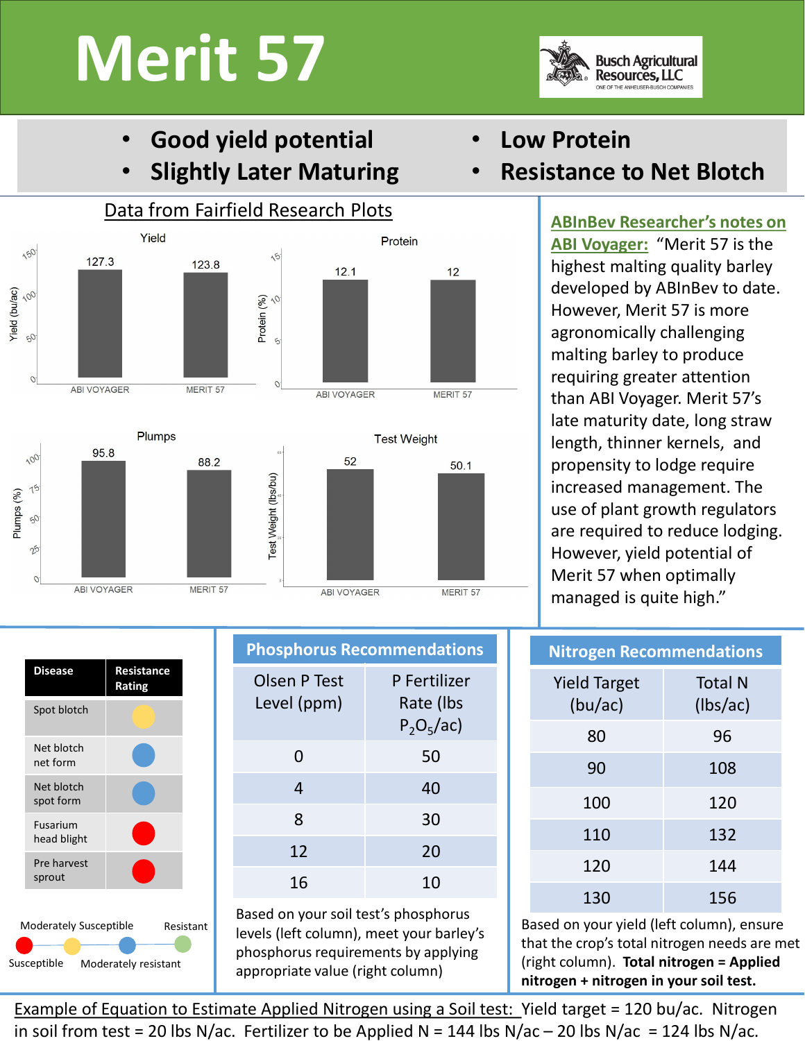# Merit 57

Busch Agricultural Resources, LLC
ONE OF THE ANHEUSER-BUSCH COMPANIES

- **Good yield potential**
- **Slightly Later Maturing**
- **Low Protein**
- **Resistance to Net Blotch**

## Data from Fairfield Research Plots

Yield
Yield (bu/ac)
0
50
100
150
127.3
123.8
ABI VOYAGER
MERIT 57

Protein
Protein (%)
0
5
10
15
12.1
12
ABI VOYAGER
MERIT 57

Plumps
Plumps (%)
0
25
50
75
100
95.8
88.2
ABI VOYAGER
MERIT 57

Test Weight
Test Weight (lbs/bu)
52
50.1
ABI VOYAGER
MERIT 57

**ABInBev Researcher's notes on ABI Voyager:** "Merit 57 is the highest malting quality barley developed by ABInBev to date. However, Merit 57 is more agronomically challenging malting barley to produce requiring greater attention than ABI Voyager. Merit 57's late maturity date, long straw length, thinner kernels, and propensity to lodge require increased management. The use of plant growth regulators are required to reduce lodging. However, yield potential of Merit 57 when optimally managed is quite high."

| Disease | Resistance Rating |
|---|---|
| Spot blotch | Moderately Susceptible (yellow) |
| Net blotch net form | Moderately resistant (blue) |
| Net blotch spot form | Moderately resistant (blue) |
| Fusarium head blight | Susceptible (red) |
| Pre harvest sprout | Susceptible (red) |

Susceptible (red) — Moderately Susceptible (yellow) — Moderately resistant (blue) — Resistant (green)

## Phosphorus Recommendations

| Olsen P Test Level (ppm) | P Fertilizer Rate (lbs $P_2O_5$/ac) |
|---|---|
| 0 | 50 |
| 4 | 40 |
| 8 | 30 |
| 12 | 20 |
| 16 | 10 |

Based on your soil test's phosphorus levels (left column), meet your barley's phosphorus requirements by applying appropriate value (right column)

## Nitrogen Recommendations

| Yield Target (bu/ac) | Total N (lbs/ac) |
|---|---|
| 80 | 96 |
| 90 | 108 |
| 100 | 120 |
| 110 | 132 |
| 120 | 144 |
| 130 | 156 |

Based on your yield (left column), ensure that the crop's total nitrogen needs are met (right column). **Total nitrogen = Applied nitrogen + nitrogen in your soil test.**

Example of Equation to Estimate Applied Nitrogen using a Soil test: Yield target = 120 bu/ac. Nitrogen in soil from test = 20 lbs N/ac. Fertilizer to be Applied N = 144 lbs N/ac – 20 lbs N/ac = 124 lbs N/ac.